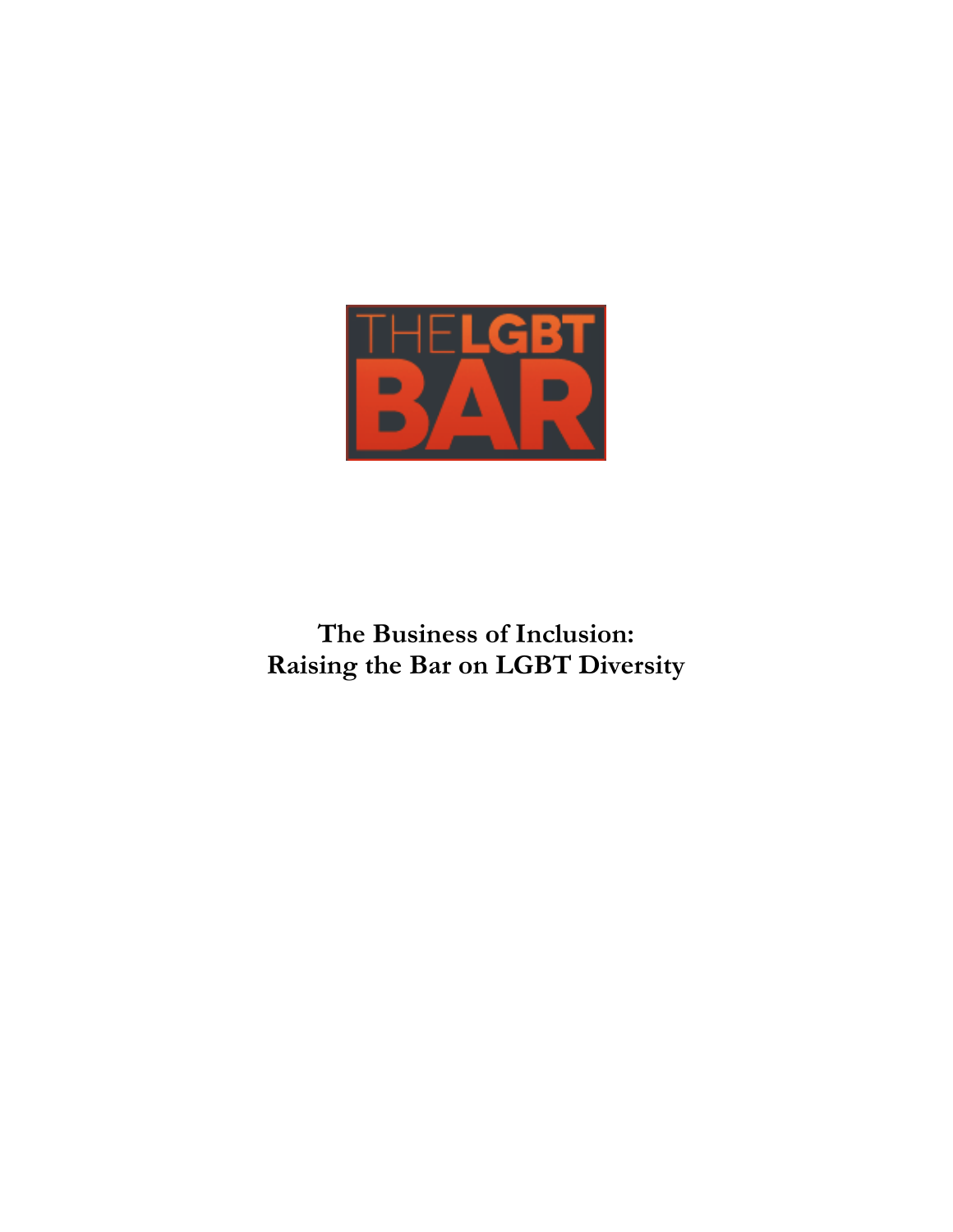THE LGBT BAR

# The Business of Inclusion: Raising the Bar on LGBT Diversity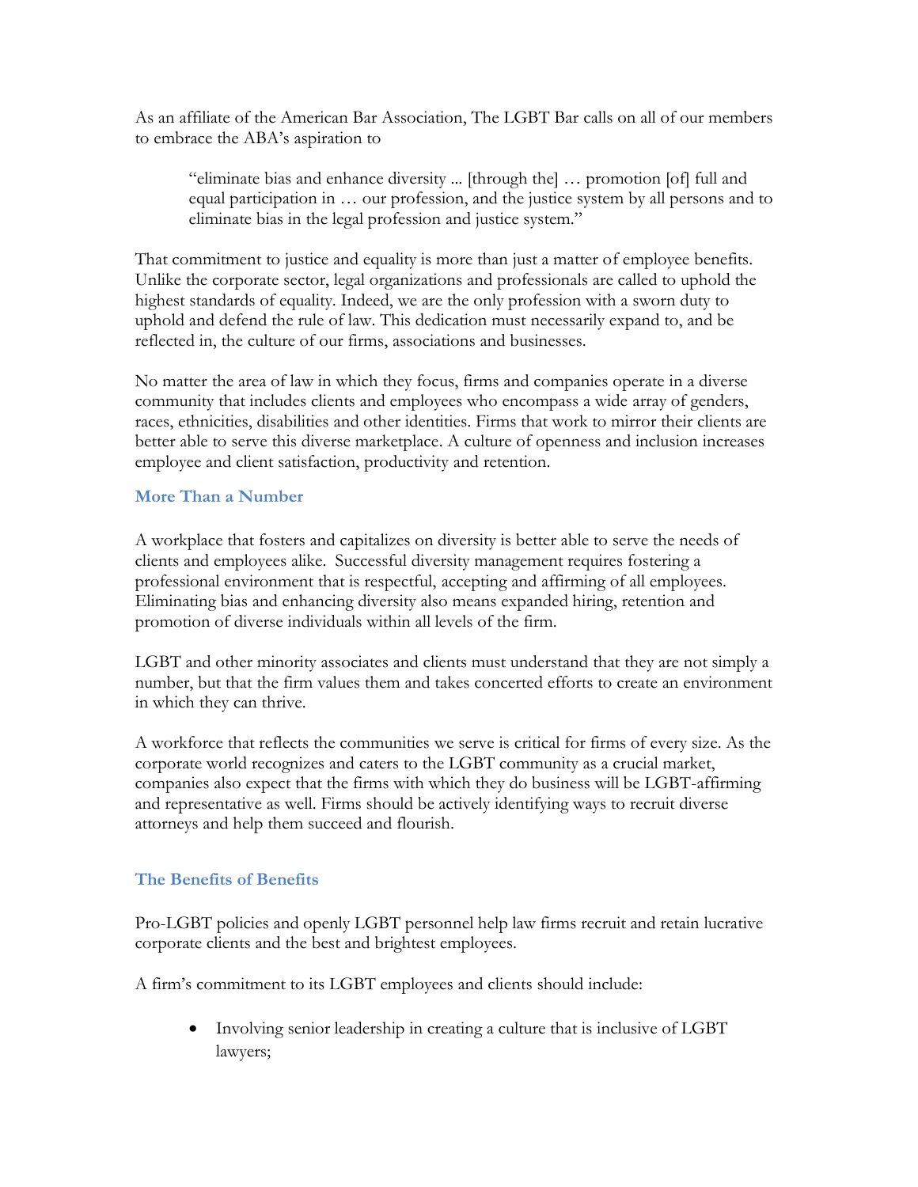As an affiliate of the American Bar Association, The LGBT Bar calls on all of our members to embrace the ABA's aspiration to

> "eliminate bias and enhance diversity ... [through the] … promotion [of] full and equal participation in … our profession, and the justice system by all persons and to eliminate bias in the legal profession and justice system."

That commitment to justice and equality is more than just a matter of employee benefits. Unlike the corporate sector, legal organizations and professionals are called to uphold the highest standards of equality. Indeed, we are the only profession with a sworn duty to uphold and defend the rule of law. This dedication must necessarily expand to, and be reflected in, the culture of our firms, associations and businesses.

No matter the area of law in which they focus, firms and companies operate in a diverse community that includes clients and employees who encompass a wide array of genders, races, ethnicities, disabilities and other identities. Firms that work to mirror their clients are better able to serve this diverse marketplace. A culture of openness and inclusion increases employee and client satisfaction, productivity and retention.

### More Than a Number

A workplace that fosters and capitalizes on diversity is better able to serve the needs of clients and employees alike. Successful diversity management requires fostering a professional environment that is respectful, accepting and affirming of all employees. Eliminating bias and enhancing diversity also means expanded hiring, retention and promotion of diverse individuals within all levels of the firm.

LGBT and other minority associates and clients must understand that they are not simply a number, but that the firm values them and takes concerted efforts to create an environment in which they can thrive.

A workforce that reflects the communities we serve is critical for firms of every size. As the corporate world recognizes and caters to the LGBT community as a crucial market, companies also expect that the firms with which they do business will be LGBT-affirming and representative as well. Firms should be actively identifying ways to recruit diverse attorneys and help them succeed and flourish.

### The Benefits of Benefits

Pro-LGBT policies and openly LGBT personnel help law firms recruit and retain lucrative corporate clients and the best and brightest employees.

A firm's commitment to its LGBT employees and clients should include:

- Involving senior leadership in creating a culture that is inclusive of LGBT lawyers;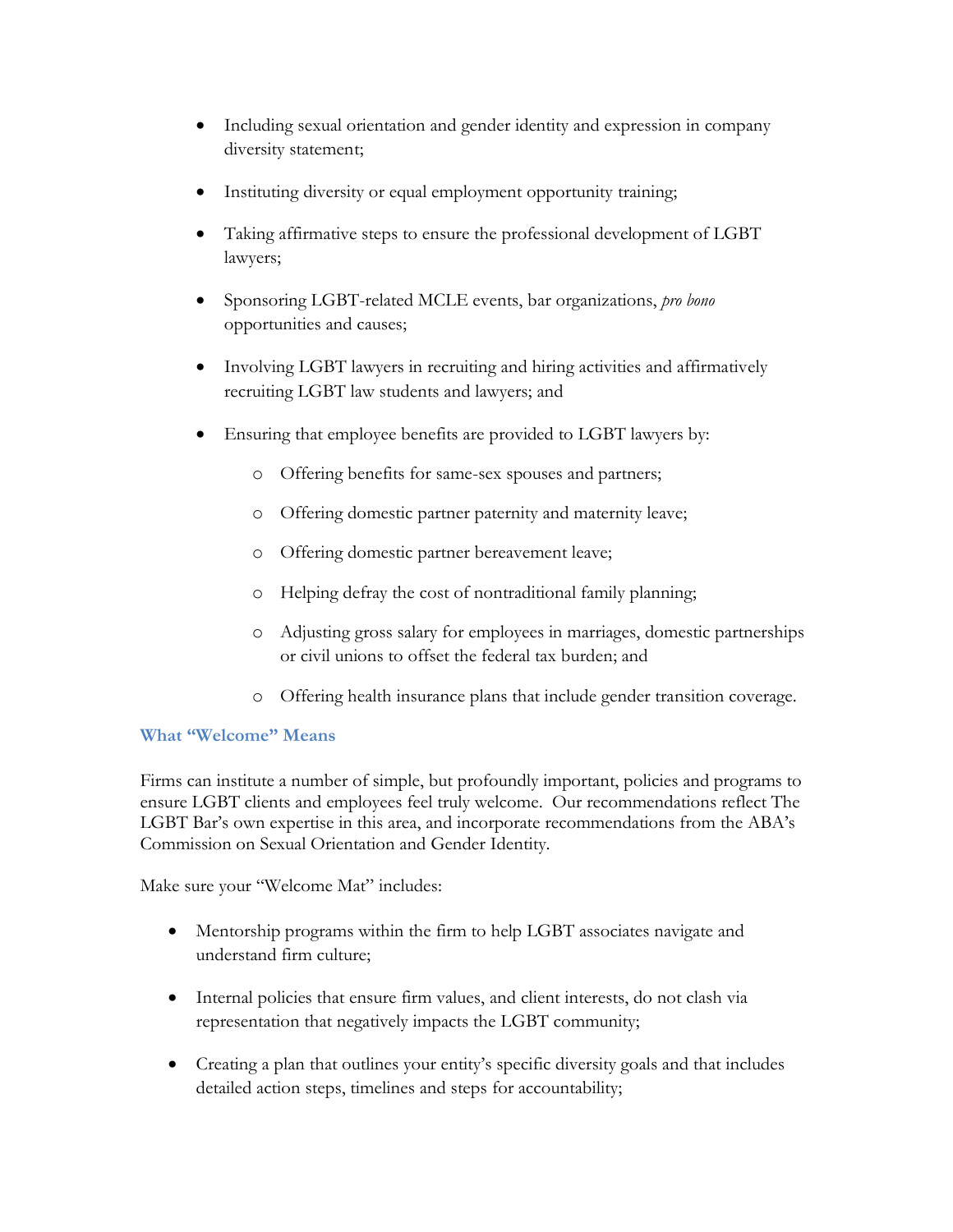- Including sexual orientation and gender identity and expression in company diversity statement;
- Instituting diversity or equal employment opportunity training;
- Taking affirmative steps to ensure the professional development of LGBT lawyers;
- Sponsoring LGBT-related MCLE events, bar organizations, *pro bono* opportunities and causes;
- Involving LGBT lawyers in recruiting and hiring activities and affirmatively recruiting LGBT law students and lawyers; and
- Ensuring that employee benefits are provided to LGBT lawyers by:
  - Offering benefits for same-sex spouses and partners;
  - Offering domestic partner paternity and maternity leave;
  - Offering domestic partner bereavement leave;
  - Helping defray the cost of nontraditional family planning;
  - Adjusting gross salary for employees in marriages, domestic partnerships or civil unions to offset the federal tax burden; and
  - Offering health insurance plans that include gender transition coverage.

### What "Welcome" Means

Firms can institute a number of simple, but profoundly important, policies and programs to ensure LGBT clients and employees feel truly welcome. Our recommendations reflect The LGBT Bar's own expertise in this area, and incorporate recommendations from the ABA's Commission on Sexual Orientation and Gender Identity.

Make sure your "Welcome Mat" includes:

- Mentorship programs within the firm to help LGBT associates navigate and understand firm culture;
- Internal policies that ensure firm values, and client interests, do not clash via representation that negatively impacts the LGBT community;
- Creating a plan that outlines your entity's specific diversity goals and that includes detailed action steps, timelines and steps for accountability;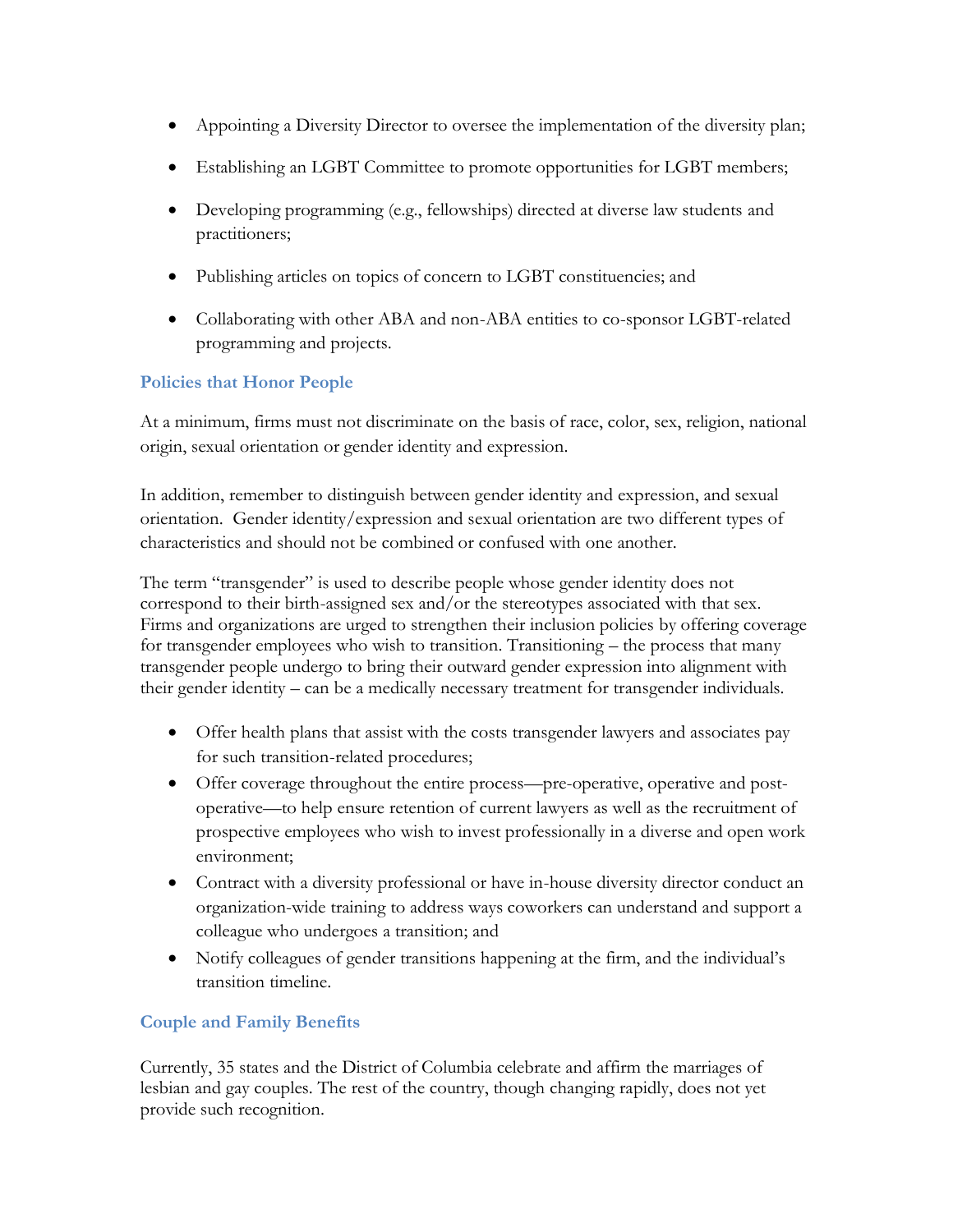- Appointing a Diversity Director to oversee the implementation of the diversity plan;
- Establishing an LGBT Committee to promote opportunities for LGBT members;
- Developing programming (e.g., fellowships) directed at diverse law students and practitioners;
- Publishing articles on topics of concern to LGBT constituencies; and
- Collaborating with other ABA and non-ABA entities to co-sponsor LGBT-related programming and projects.

### Policies that Honor People

At a minimum, firms must not discriminate on the basis of race, color, sex, religion, national origin, sexual orientation or gender identity and expression.

In addition, remember to distinguish between gender identity and expression, and sexual orientation. Gender identity/expression and sexual orientation are two different types of characteristics and should not be combined or confused with one another.

The term "transgender" is used to describe people whose gender identity does not correspond to their birth-assigned sex and/or the stereotypes associated with that sex. Firms and organizations are urged to strengthen their inclusion policies by offering coverage for transgender employees who wish to transition. Transitioning – the process that many transgender people undergo to bring their outward gender expression into alignment with their gender identity – can be a medically necessary treatment for transgender individuals.

- Offer health plans that assist with the costs transgender lawyers and associates pay for such transition-related procedures;
- Offer coverage throughout the entire process—pre-operative, operative and post-operative—to help ensure retention of current lawyers as well as the recruitment of prospective employees who wish to invest professionally in a diverse and open work environment;
- Contract with a diversity professional or have in-house diversity director conduct an organization-wide training to address ways coworkers can understand and support a colleague who undergoes a transition; and
- Notify colleagues of gender transitions happening at the firm, and the individual's transition timeline.

### Couple and Family Benefits

Currently, 35 states and the District of Columbia celebrate and affirm the marriages of lesbian and gay couples. The rest of the country, though changing rapidly, does not yet provide such recognition.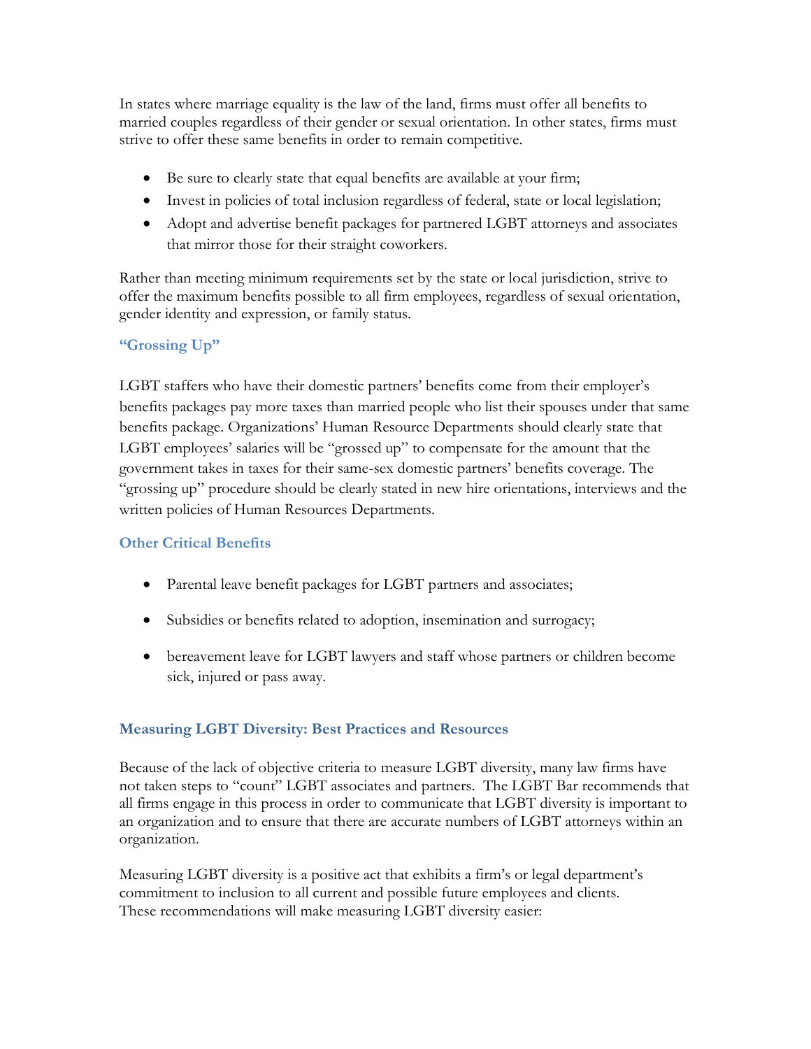In states where marriage equality is the law of the land, firms must offer all benefits to married couples regardless of their gender or sexual orientation. In other states, firms must strive to offer these same benefits in order to remain competitive.

- Be sure to clearly state that equal benefits are available at your firm;
- Invest in policies of total inclusion regardless of federal, state or local legislation;
- Adopt and advertise benefit packages for partnered LGBT attorneys and associates that mirror those for their straight coworkers.

Rather than meeting minimum requirements set by the state or local jurisdiction, strive to offer the maximum benefits possible to all firm employees, regardless of sexual orientation, gender identity and expression, or family status.

### "Grossing Up"

LGBT staffers who have their domestic partners' benefits come from their employer's benefits packages pay more taxes than married people who list their spouses under that same benefits package. Organizations' Human Resource Departments should clearly state that LGBT employees' salaries will be "grossed up" to compensate for the amount that the government takes in taxes for their same-sex domestic partners' benefits coverage. The "grossing up" procedure should be clearly stated in new hire orientations, interviews and the written policies of Human Resources Departments.

### Other Critical Benefits

- Parental leave benefit packages for LGBT partners and associates;
- Subsidies or benefits related to adoption, insemination and surrogacy;
- bereavement leave for LGBT lawyers and staff whose partners or children become sick, injured or pass away.

## Measuring LGBT Diversity: Best Practices and Resources

Because of the lack of objective criteria to measure LGBT diversity, many law firms have not taken steps to "count" LGBT associates and partners. The LGBT Bar recommends that all firms engage in this process in order to communicate that LGBT diversity is important to an organization and to ensure that there are accurate numbers of LGBT attorneys within an organization.

Measuring LGBT diversity is a positive act that exhibits a firm's or legal department's commitment to inclusion to all current and possible future employees and clients. These recommendations will make measuring LGBT diversity easier: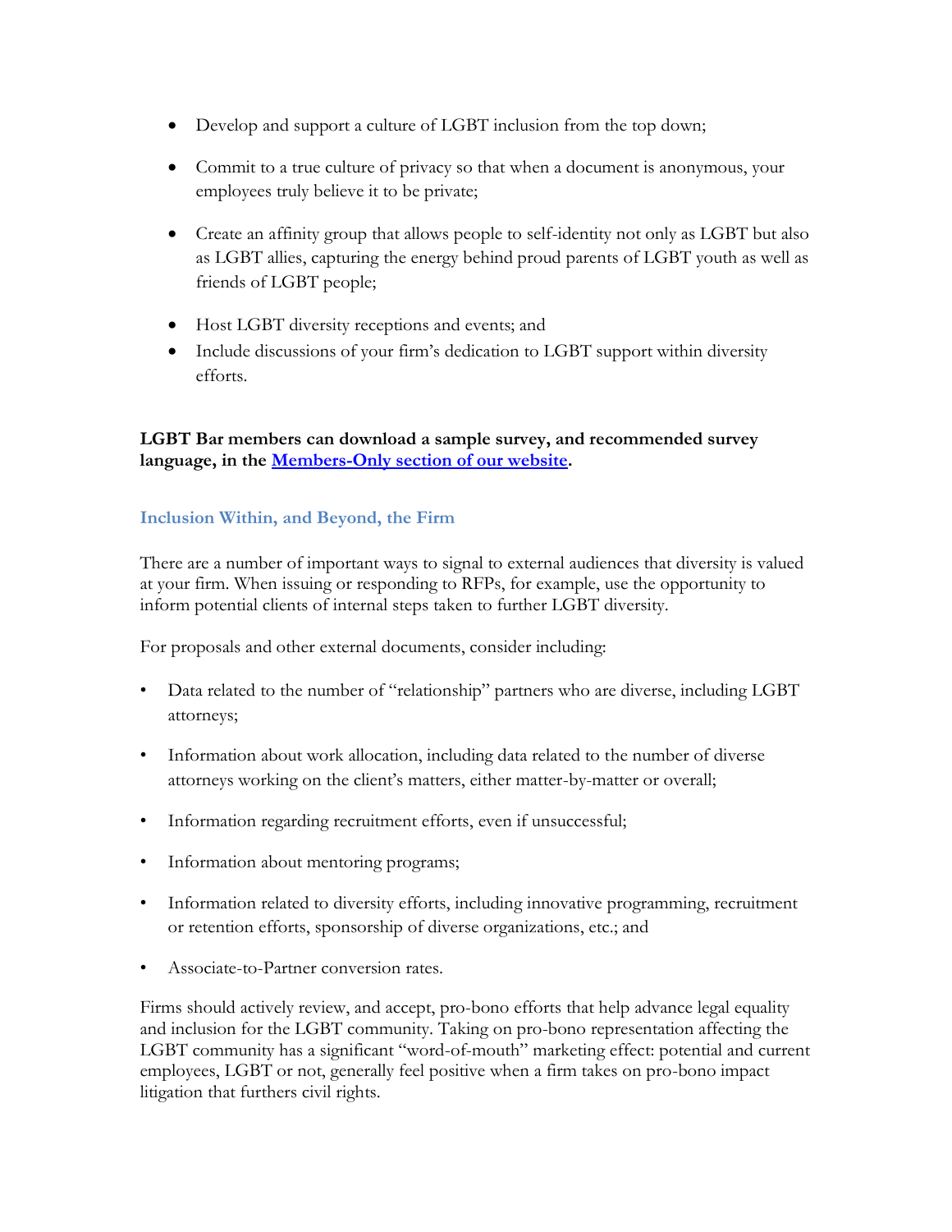- Develop and support a culture of LGBT inclusion from the top down;
- Commit to a true culture of privacy so that when a document is anonymous, your employees truly believe it to be private;
- Create an affinity group that allows people to self-identity not only as LGBT but also as LGBT allies, capturing the energy behind proud parents of LGBT youth as well as friends of LGBT people;
- Host LGBT diversity receptions and events; and
- Include discussions of your firm's dedication to LGBT support within diversity efforts.

**LGBT Bar members can download a sample survey, and recommended survey language, in the Members-Only section of our website.**

### Inclusion Within, and Beyond, the Firm

There are a number of important ways to signal to external audiences that diversity is valued at your firm. When issuing or responding to RFPs, for example, use the opportunity to inform potential clients of internal steps taken to further LGBT diversity.

For proposals and other external documents, consider including:

- Data related to the number of "relationship" partners who are diverse, including LGBT attorneys;
- Information about work allocation, including data related to the number of diverse attorneys working on the client's matters, either matter-by-matter or overall;
- Information regarding recruitment efforts, even if unsuccessful;
- Information about mentoring programs;
- Information related to diversity efforts, including innovative programming, recruitment or retention efforts, sponsorship of diverse organizations, etc.; and
- Associate-to-Partner conversion rates.

Firms should actively review, and accept, pro-bono efforts that help advance legal equality and inclusion for the LGBT community. Taking on pro-bono representation affecting the LGBT community has a significant "word-of-mouth" marketing effect: potential and current employees, LGBT or not, generally feel positive when a firm takes on pro-bono impact litigation that furthers civil rights.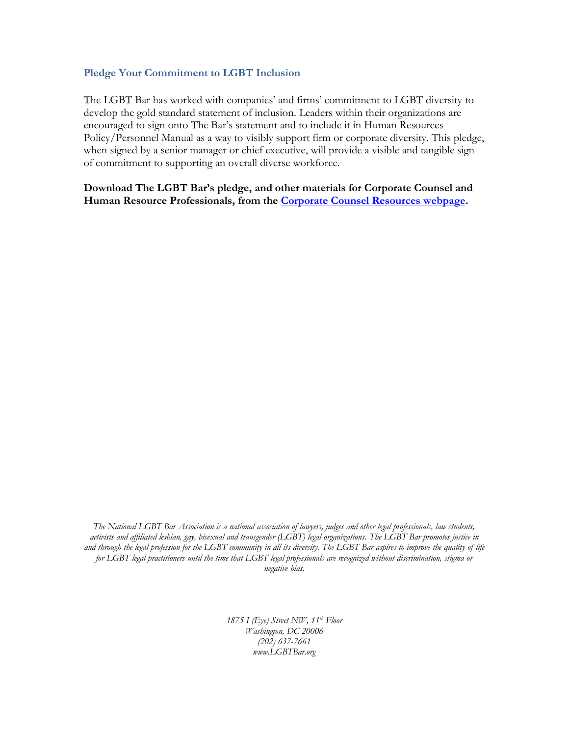### Pledge Your Commitment to LGBT Inclusion

The LGBT Bar has worked with companies' and firms' commitment to LGBT diversity to develop the gold standard statement of inclusion. Leaders within their organizations are encouraged to sign onto The Bar's statement and to include it in Human Resources Policy/Personnel Manual as a way to visibly support firm or corporate diversity. This pledge, when signed by a senior manager or chief executive, will provide a visible and tangible sign of commitment to supporting an overall diverse workforce.

**Download The LGBT Bar's pledge, and other materials for Corporate Counsel and Human Resource Professionals, from the Corporate Counsel Resources webpage.**

*The National LGBT Bar Association is a national association of lawyers, judges and other legal professionals, law students, activists and affiliated lesbian, gay, bisexual and transgender (LGBT) legal organizations. The LGBT Bar promotes justice in and through the legal profession for the LGBT community in all its diversity. The LGBT Bar aspires to improve the quality of life for LGBT legal practitioners until the time that LGBT legal professionals are recognized without discrimination, stigma or negative bias.*

*1875 I (Eye) Street NW, 11th Floor*
*Washington, DC 20006*
*(202) 637-7661*
*www.LGBTBar.org*